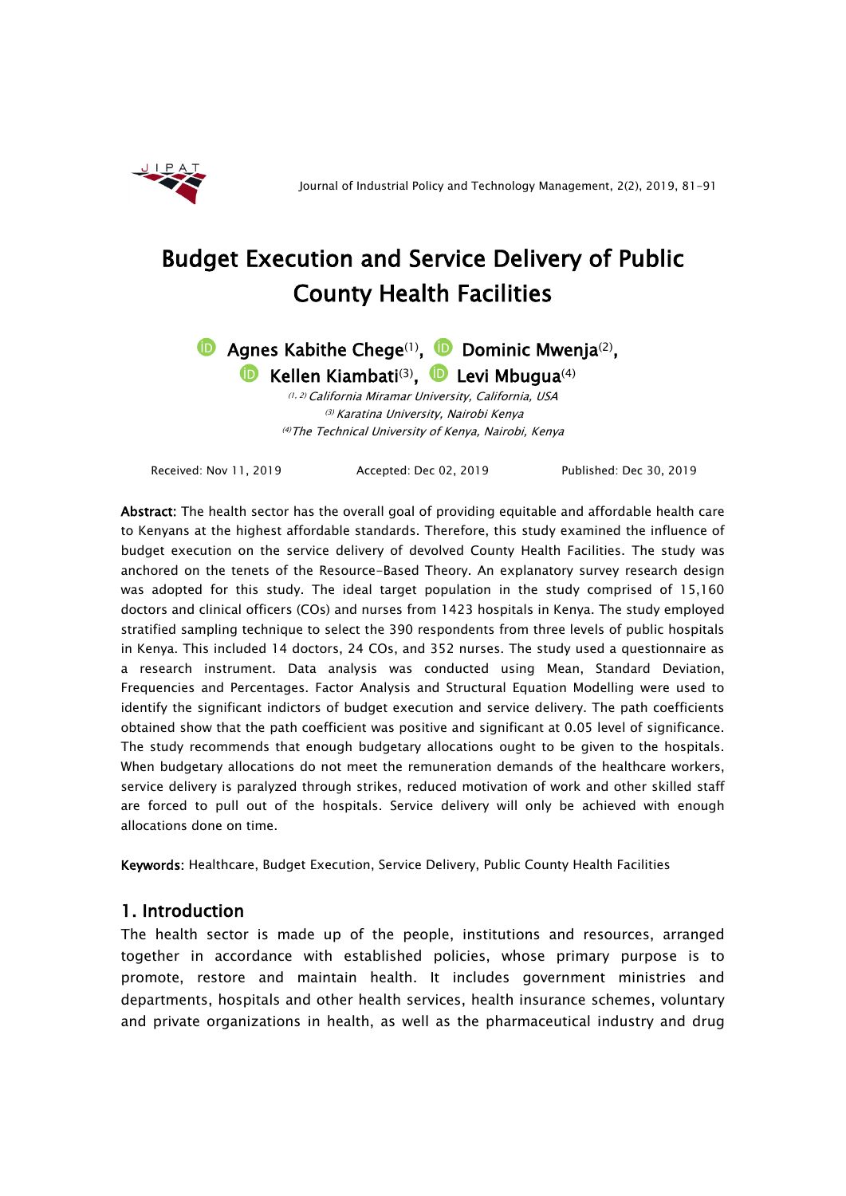# Budget Execution and Service Delivery of Public County Health Facilities

Agnes Kabithe Chege[1], Dominic Mwenja[2], Kellen Kiambati[3], Levi Mbugua[4]

*[1, 2] California Miramar University, California, USA*
*[3] Karatina University, Nairobi Kenya*
*[4] The Technical University of Kenya, Nairobi, Kenya*

Received: Nov 11, 2019 Accepted: Dec 02, 2019 Published: Dec 30, 2019

**Abstract:** The health sector has the overall goal of providing equitable and affordable health care to Kenyans at the highest affordable standards. Therefore, this study examined the influence of budget execution on the service delivery of devolved County Health Facilities. The study was anchored on the tenets of the Resource-Based Theory. An explanatory survey research design was adopted for this study. The ideal target population in the study comprised of 15,160 doctors and clinical officers (COs) and nurses from 1423 hospitals in Kenya. The study employed stratified sampling technique to select the 390 respondents from three levels of public hospitals in Kenya. This included 14 doctors, 24 COs, and 352 nurses. The study used a questionnaire as a research instrument. Data analysis was conducted using Mean, Standard Deviation, Frequencies and Percentages. Factor Analysis and Structural Equation Modelling were used to identify the significant indictors of budget execution and service delivery. The path coefficients obtained show that the path coefficient was positive and significant at 0.05 level of significance. The study recommends that enough budgetary allocations ought to be given to the hospitals. When budgetary allocations do not meet the remuneration demands of the healthcare workers, service delivery is paralyzed through strikes, reduced motivation of work and other skilled staff are forced to pull out of the hospitals. Service delivery will only be achieved with enough allocations done on time.

**Keywords:** Healthcare, Budget Execution, Service Delivery, Public County Health Facilities

## 1. Introduction

The health sector is made up of the people, institutions and resources, arranged together in accordance with established policies, whose primary purpose is to promote, restore and maintain health. It includes government ministries and departments, hospitals and other health services, health insurance schemes, voluntary and private organizations in health, as well as the pharmaceutical industry and drug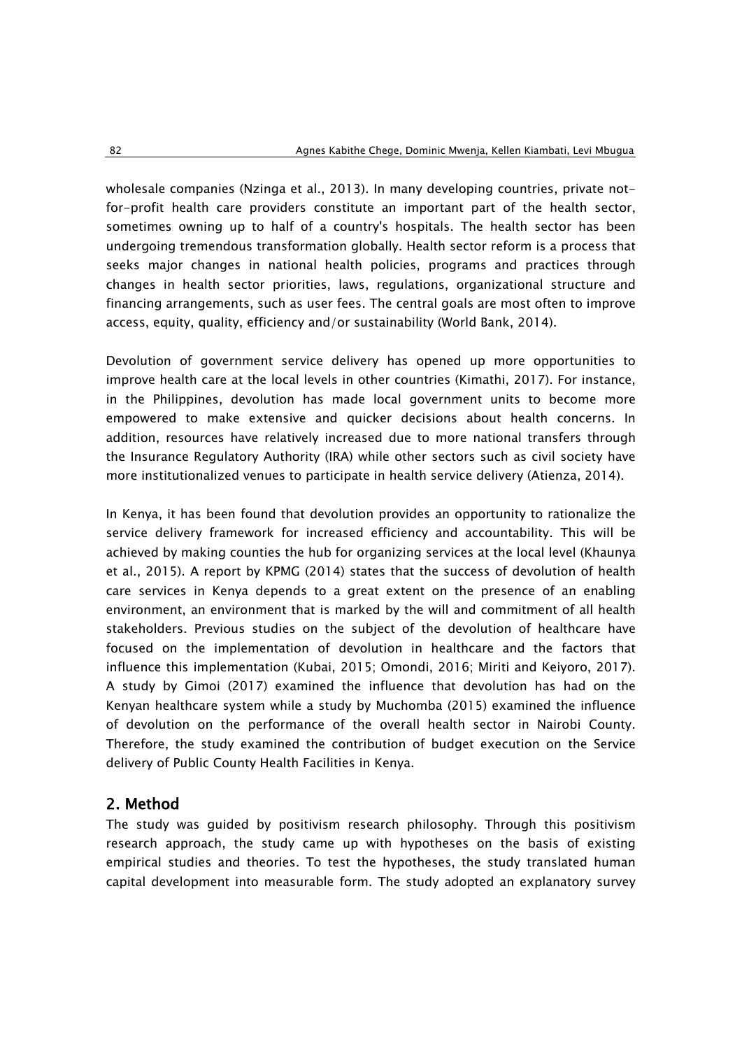wholesale companies (Nzinga et al., 2013). In many developing countries, private not-for-profit health care providers constitute an important part of the health sector, sometimes owning up to half of a country's hospitals. The health sector has been undergoing tremendous transformation globally. Health sector reform is a process that seeks major changes in national health policies, programs and practices through changes in health sector priorities, laws, regulations, organizational structure and financing arrangements, such as user fees. The central goals are most often to improve access, equity, quality, efficiency and/or sustainability (World Bank, 2014).

Devolution of government service delivery has opened up more opportunities to improve health care at the local levels in other countries (Kimathi, 2017). For instance, in the Philippines, devolution has made local government units to become more empowered to make extensive and quicker decisions about health concerns. In addition, resources have relatively increased due to more national transfers through the Insurance Regulatory Authority (IRA) while other sectors such as civil society have more institutionalized venues to participate in health service delivery (Atienza, 2014).

In Kenya, it has been found that devolution provides an opportunity to rationalize the service delivery framework for increased efficiency and accountability. This will be achieved by making counties the hub for organizing services at the local level (Khaunya et al., 2015). A report by KPMG (2014) states that the success of devolution of health care services in Kenya depends to a great extent on the presence of an enabling environment, an environment that is marked by the will and commitment of all health stakeholders. Previous studies on the subject of the devolution of healthcare have focused on the implementation of devolution in healthcare and the factors that influence this implementation (Kubai, 2015; Omondi, 2016; Miriti and Keiyoro, 2017). A study by Gimoi (2017) examined the influence that devolution has had on the Kenyan healthcare system while a study by Muchomba (2015) examined the influence of devolution on the performance of the overall health sector in Nairobi County. Therefore, the study examined the contribution of budget execution on the Service delivery of Public County Health Facilities in Kenya.

## 2. Method

The study was guided by positivism research philosophy. Through this positivism research approach, the study came up with hypotheses on the basis of existing empirical studies and theories. To test the hypotheses, the study translated human capital development into measurable form. The study adopted an explanatory survey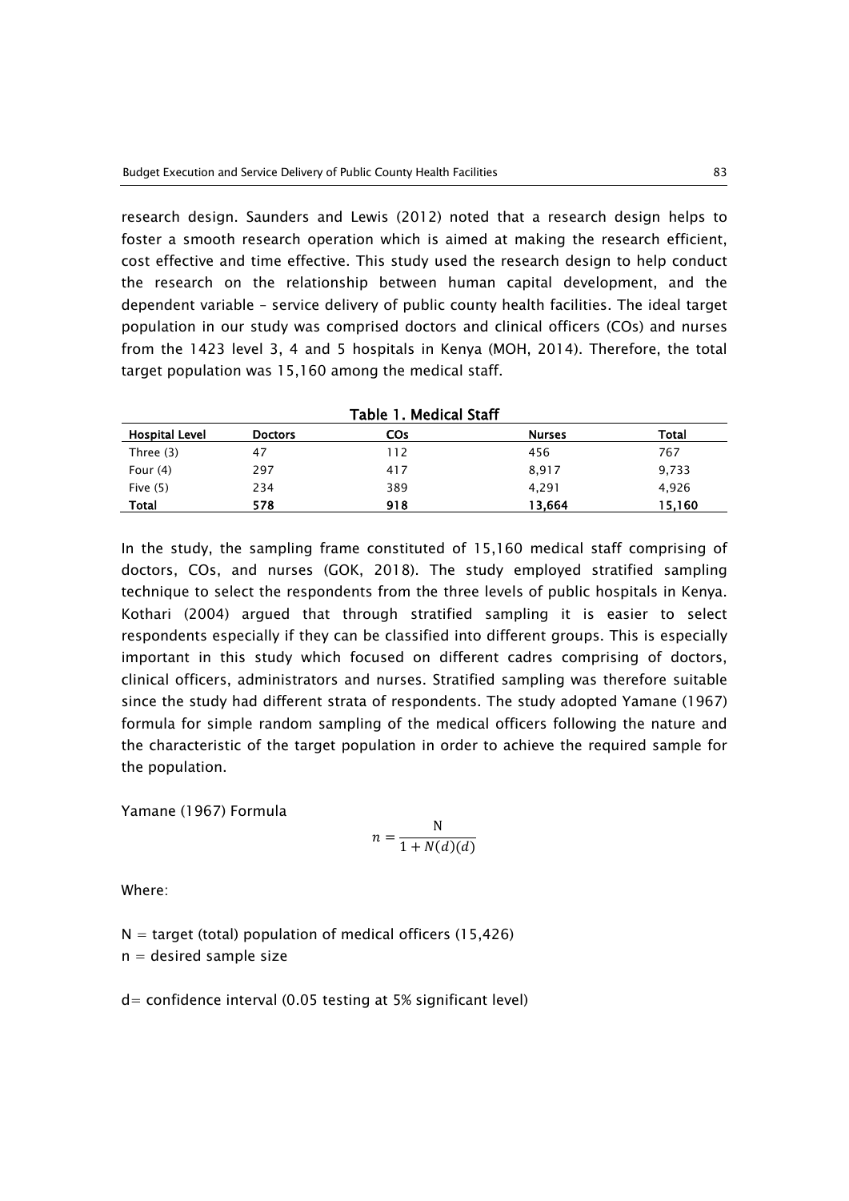research design. Saunders and Lewis (2012) noted that a research design helps to foster a smooth research operation which is aimed at making the research efficient, cost effective and time effective. This study used the research design to help conduct the research on the relationship between human capital development, and the dependent variable – service delivery of public county health facilities. The ideal target population in our study was comprised doctors and clinical officers (COs) and nurses from the 1423 level 3, 4 and 5 hospitals in Kenya (MOH, 2014). Therefore, the total target population was 15,160 among the medical staff.

**Table 1. Medical Staff**

| Hospital Level | Doctors | COs | Nurses | Total |
|---|---|---|---|---|
| Three (3) | 47 | 112 | 456 | 767 |
| Four (4) | 297 | 417 | 8,917 | 9,733 |
| Five (5) | 234 | 389 | 4,291 | 4,926 |
| **Total** | **578** | **918** | **13,664** | **15,160** |

In the study, the sampling frame constituted of 15,160 medical staff comprising of doctors, COs, and nurses (GOK, 2018). The study employed stratified sampling technique to select the respondents from the three levels of public hospitals in Kenya. Kothari (2004) argued that through stratified sampling it is easier to select respondents especially if they can be classified into different groups. This is especially important in this study which focused on different cadres comprising of doctors, clinical officers, administrators and nurses. Stratified sampling was therefore suitable since the study had different strata of respondents. The study adopted Yamane (1967) formula for simple random sampling of the medical officers following the nature and the characteristic of the target population in order to achieve the required sample for the population.

Yamane (1967) Formula

$$n = \frac{\mathrm{N}}{1 + N(d)(d)}$$

Where:

N = target (total) population of medical officers (15,426)
n = desired sample size

d= confidence interval (0.05 testing at 5% significant level)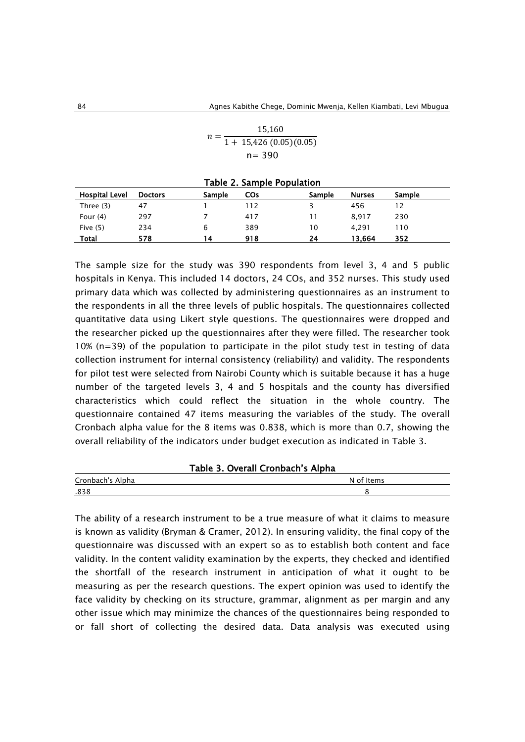$$n = \frac{15{,}160}{1 + 15{,}426\,(0.05)(0.05)}$$

$$n = 390$$

**Table 2. Sample Population**

| Hospital Level | Doctors | Sample | COs | Sample | Nurses | Sample |
|---|---|---|---|---|---|---|
| Three (3) | 47 | 1 | 112 | 3 | 456 | 12 |
| Four (4) | 297 | 7 | 417 | 11 | 8,917 | 230 |
| Five (5) | 234 | 6 | 389 | 10 | 4,291 | 110 |
| **Total** | **578** | **14** | **918** | **24** | **13,664** | **352** |

The sample size for the study was 390 respondents from level 3, 4 and 5 public hospitals in Kenya. This included 14 doctors, 24 COs, and 352 nurses. This study used primary data which was collected by administering questionnaires as an instrument to the respondents in all the three levels of public hospitals. The questionnaires collected quantitative data using Likert style questions. The questionnaires were dropped and the researcher picked up the questionnaires after they were filled. The researcher took 10% (n=39) of the population to participate in the pilot study test in testing of data collection instrument for internal consistency (reliability) and validity. The respondents for pilot test were selected from Nairobi County which is suitable because it has a huge number of the targeted levels 3, 4 and 5 hospitals and the county has diversified characteristics which could reflect the situation in the whole country. The questionnaire contained 47 items measuring the variables of the study. The overall Cronbach alpha value for the 8 items was 0.838, which is more than 0.7, showing the overall reliability of the indicators under budget execution as indicated in Table 3.

**Table 3. Overall Cronbach's Alpha**

| Cronbach's Alpha | N of Items |
|---|---|
| .838 | 8 |

The ability of a research instrument to be a true measure of what it claims to measure is known as validity (Bryman & Cramer, 2012). In ensuring validity, the final copy of the questionnaire was discussed with an expert so as to establish both content and face validity. In the content validity examination by the experts, they checked and identified the shortfall of the research instrument in anticipation of what it ought to be measuring as per the research questions. The expert opinion was used to identify the face validity by checking on its structure, grammar, alignment as per margin and any other issue which may minimize the chances of the questionnaires being responded to or fall short of collecting the desired data. Data analysis was executed using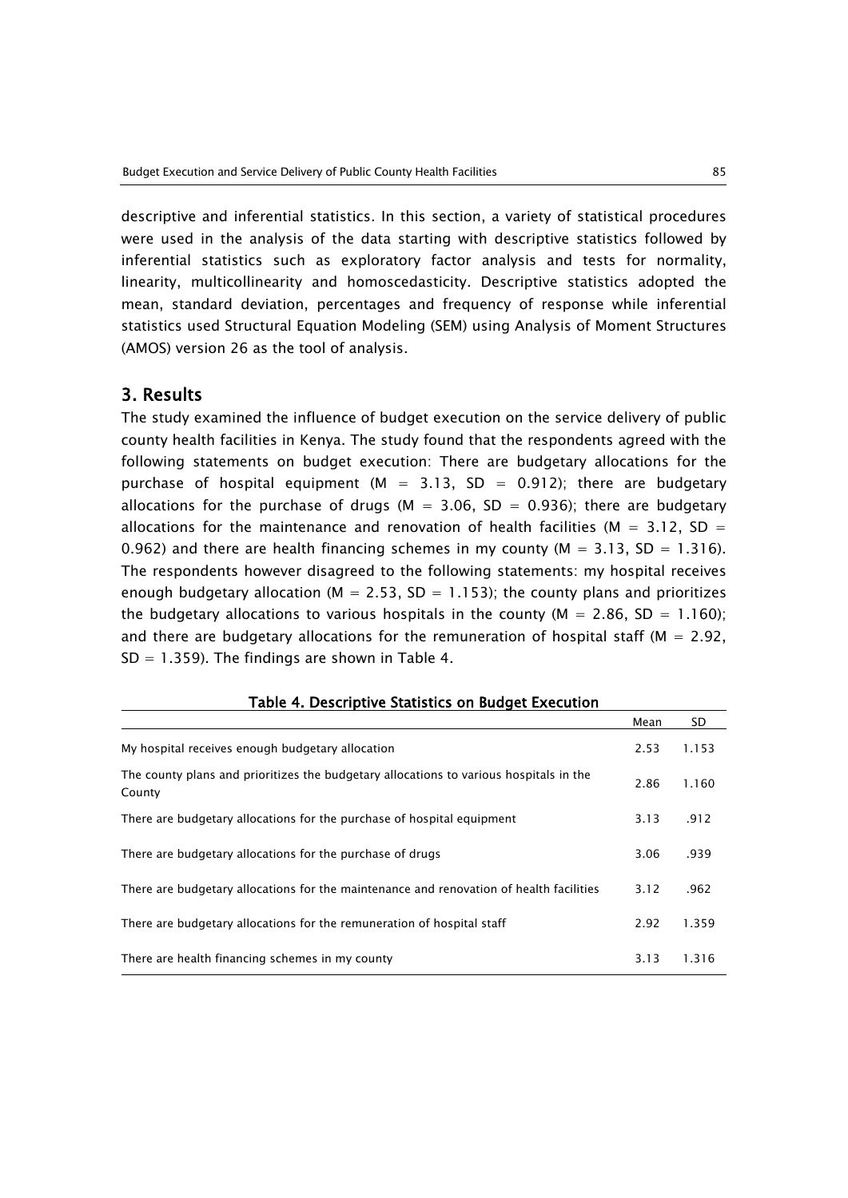descriptive and inferential statistics. In this section, a variety of statistical procedures were used in the analysis of the data starting with descriptive statistics followed by inferential statistics such as exploratory factor analysis and tests for normality, linearity, multicollinearity and homoscedasticity. Descriptive statistics adopted the mean, standard deviation, percentages and frequency of response while inferential statistics used Structural Equation Modeling (SEM) using Analysis of Moment Structures (AMOS) version 26 as the tool of analysis.

## 3. Results

The study examined the influence of budget execution on the service delivery of public county health facilities in Kenya. The study found that the respondents agreed with the following statements on budget execution: There are budgetary allocations for the purchase of hospital equipment ($M = 3.13$, $SD = 0.912$); there are budgetary allocations for the purchase of drugs ($M = 3.06$, $SD = 0.936$); there are budgetary allocations for the maintenance and renovation of health facilities ($M = 3.12$, $SD = 0.962$) and there are health financing schemes in my county ($M = 3.13$, $SD = 1.316$). The respondents however disagreed to the following statements: my hospital receives enough budgetary allocation ($M = 2.53$, $SD = 1.153$); the county plans and prioritizes the budgetary allocations to various hospitals in the county ($M = 2.86$, $SD = 1.160$); and there are budgetary allocations for the remuneration of hospital staff ($M = 2.92$, $SD = 1.359$). The findings are shown in Table 4.

**Table 4. Descriptive Statistics on Budget Execution**

| | Mean | SD |
|---|---|---|
| My hospital receives enough budgetary allocation | 2.53 | 1.153 |
| The county plans and prioritizes the budgetary allocations to various hospitals in the County | 2.86 | 1.160 |
| There are budgetary allocations for the purchase of hospital equipment | 3.13 | .912 |
| There are budgetary allocations for the purchase of drugs | 3.06 | .939 |
| There are budgetary allocations for the maintenance and renovation of health facilities | 3.12 | .962 |
| There are budgetary allocations for the remuneration of hospital staff | 2.92 | 1.359 |
| There are health financing schemes in my county | 3.13 | 1.316 |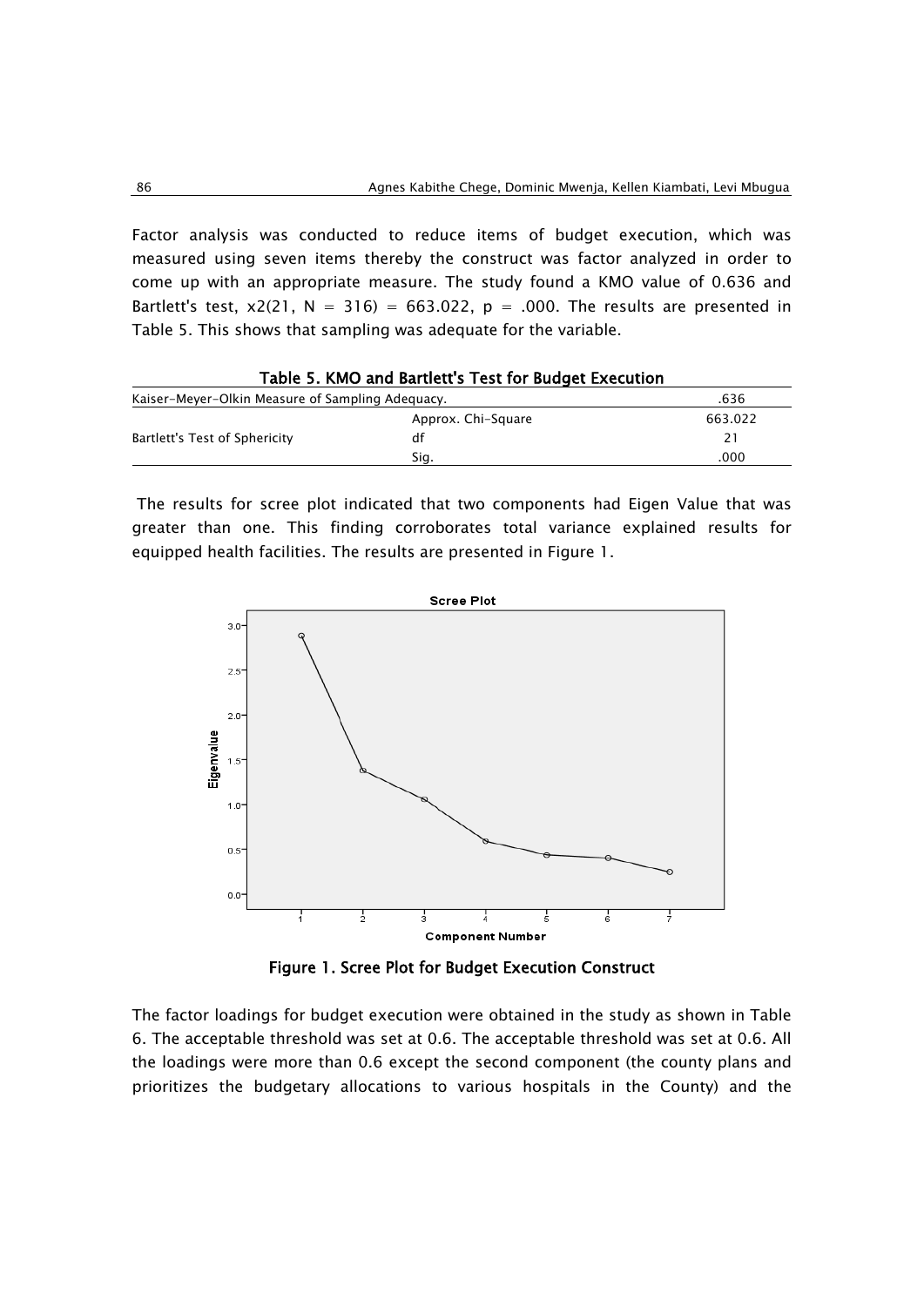Factor analysis was conducted to reduce items of budget execution, which was measured using seven items thereby the construct was factor analyzed in order to come up with an appropriate measure. The study found a KMO value of 0.636 and Bartlett's test, $x2(21, N = 316) = 663.022$, $p = .000$. The results are presented in Table 5. This shows that sampling was adequate for the variable.

**Table 5. KMO and Bartlett's Test for Budget Execution**

| Kaiser-Meyer-Olkin Measure of Sampling Adequacy. | | .636 |
|---|---|---|
| Bartlett's Test of Sphericity | Approx. Chi-Square | 663.022 |
| | df | 21 |
| | Sig. | .000 |

The results for scree plot indicated that two components had Eigen Value that was greater than one. This finding corroborates total variance explained results for equipped health facilities. The results are presented in Figure 1.

**Figure 1. Scree Plot for Budget Execution Construct**

The factor loadings for budget execution were obtained in the study as shown in Table 6. The acceptable threshold was set at 0.6. The acceptable threshold was set at 0.6. All the loadings were more than 0.6 except the second component (the county plans and prioritizes the budgetary allocations to various hospitals in the County) and the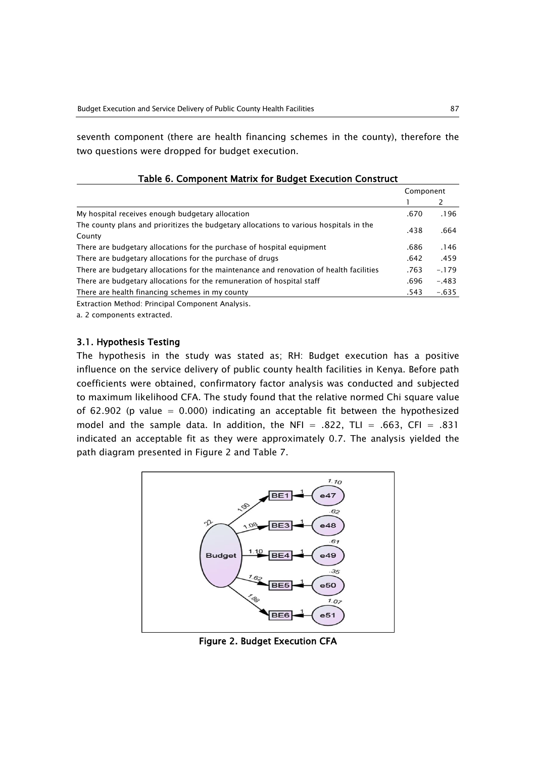seventh component (there are health financing schemes in the county), therefore the two questions were dropped for budget execution.

**Table 6. Component Matrix for Budget Execution Construct**

| | Component | |
|---|---|---|
| | 1 | 2 |
| My hospital receives enough budgetary allocation | .670 | .196 |
| The county plans and prioritizes the budgetary allocations to various hospitals in the County | .438 | .664 |
| There are budgetary allocations for the purchase of hospital equipment | .686 | .146 |
| There are budgetary allocations for the purchase of drugs | .642 | .459 |
| There are budgetary allocations for the maintenance and renovation of health facilities | .763 | -.179 |
| There are budgetary allocations for the remuneration of hospital staff | .696 | -.483 |
| There are health financing schemes in my county | .543 | -.635 |

Extraction Method: Principal Component Analysis.

a. 2 components extracted.

### 3.1. Hypothesis Testing

The hypothesis in the study was stated as; RH: Budget execution has a positive influence on the service delivery of public county health facilities in Kenya. Before path coefficients were obtained, confirmatory factor analysis was conducted and subjected to maximum likelihood CFA. The study found that the relative normed Chi square value of 62.902 (p value = 0.000) indicating an acceptable fit between the hypothesized model and the sample data. In addition, the NFI = .822, TLI = .663, CFI = .831 indicated an acceptable fit as they were approximately 0.7. The analysis yielded the path diagram presented in Figure 2 and Table 7.

**Figure 2. Budget Execution CFA**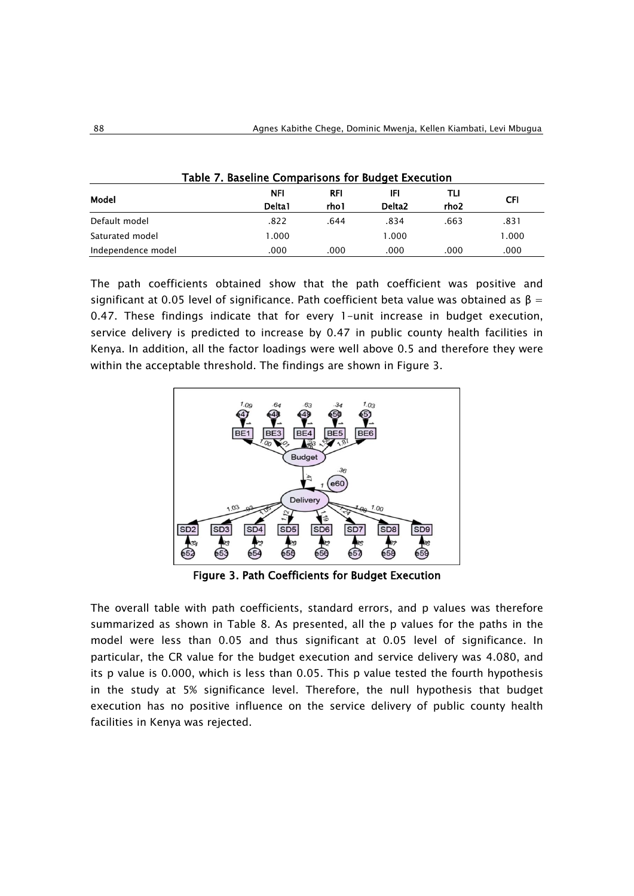**Table 7. Baseline Comparisons for Budget Execution**

| Model | NFI Delta1 | RFI rho1 | IFI Delta2 | TLI rho2 | CFI |
|---|---|---|---|---|---|
| Default model | .822 | .644 | .834 | .663 | .831 |
| Saturated model | 1.000 | | 1.000 | | 1.000 |
| Independence model | .000 | .000 | .000 | .000 | .000 |

The path coefficients obtained show that the path coefficient was positive and significant at 0.05 level of significance. Path coefficient beta value was obtained as $\beta = 0.47$. These findings indicate that for every 1-unit increase in budget execution, service delivery is predicted to increase by 0.47 in public county health facilities in Kenya. In addition, all the factor loadings were well above 0.5 and therefore they were within the acceptable threshold. The findings are shown in Figure 3.

**Figure 3. Path Coefficients for Budget Execution**

The overall table with path coefficients, standard errors, and p values was therefore summarized as shown in Table 8. As presented, all the p values for the paths in the model were less than 0.05 and thus significant at 0.05 level of significance. In particular, the CR value for the budget execution and service delivery was 4.080, and its p value is 0.000, which is less than 0.05. This p value tested the fourth hypothesis in the study at 5% significance level. Therefore, the null hypothesis that budget execution has no positive influence on the service delivery of public county health facilities in Kenya was rejected.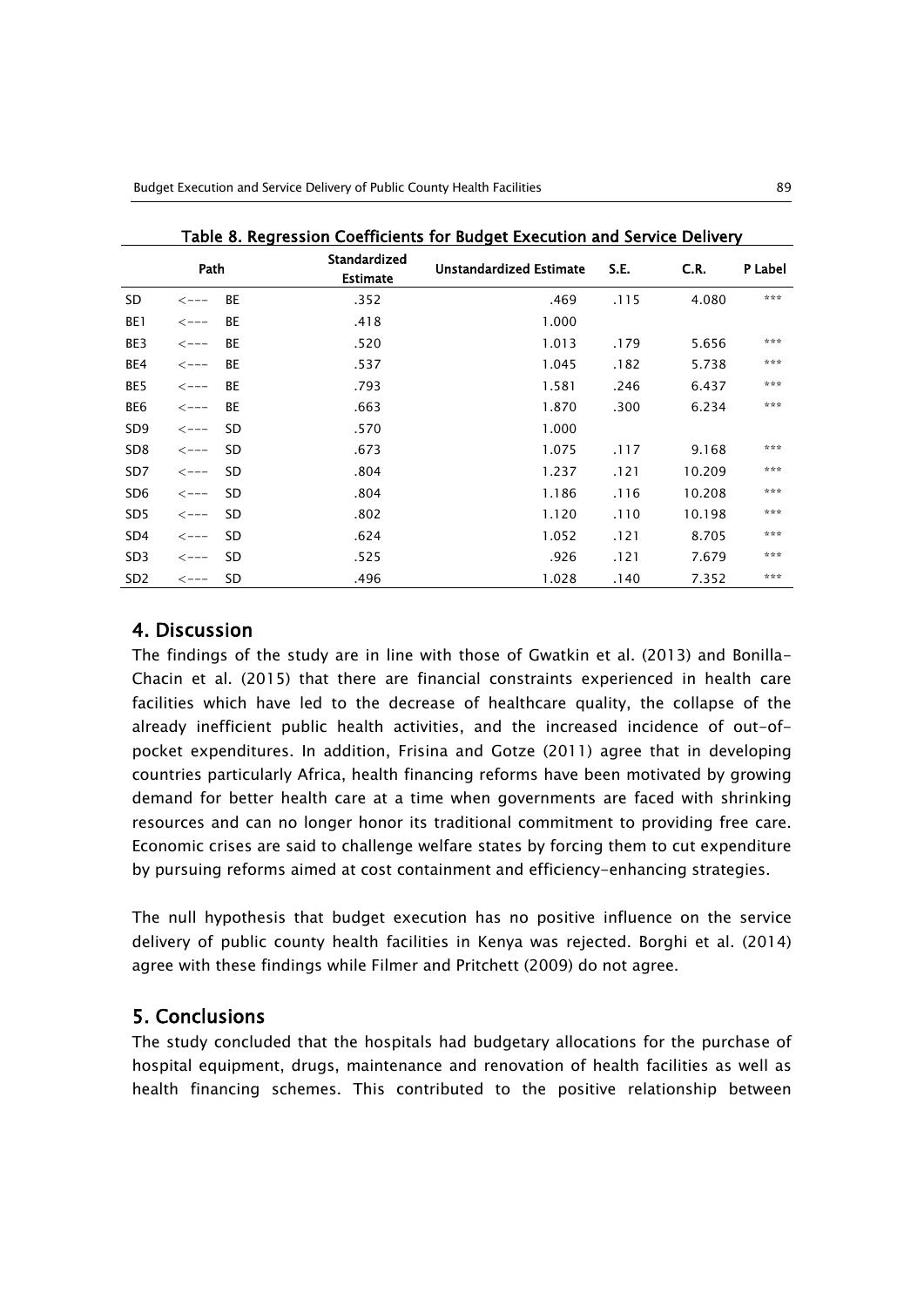**Table 8. Regression Coefficients for Budget Execution and Service Delivery**

| Path | | | Standardized Estimate | Unstandardized Estimate | S.E. | C.R. | P Label |
|---|---|---|---|---|---|---|---|
| SD | <--- | BE | .352 | .469 | .115 | 4.080 | *** |
| BE1 | <--- | BE | .418 | 1.000 | | | |
| BE3 | <--- | BE | .520 | 1.013 | .179 | 5.656 | *** |
| BE4 | <--- | BE | .537 | 1.045 | .182 | 5.738 | *** |
| BE5 | <--- | BE | .793 | 1.581 | .246 | 6.437 | *** |
| BE6 | <--- | BE | .663 | 1.870 | .300 | 6.234 | *** |
| SD9 | <--- | SD | .570 | 1.000 | | | |
| SD8 | <--- | SD | .673 | 1.075 | .117 | 9.168 | *** |
| SD7 | <--- | SD | .804 | 1.237 | .121 | 10.209 | *** |
| SD6 | <--- | SD | .804 | 1.186 | .116 | 10.208 | *** |
| SD5 | <--- | SD | .802 | 1.120 | .110 | 10.198 | *** |
| SD4 | <--- | SD | .624 | 1.052 | .121 | 8.705 | *** |
| SD3 | <--- | SD | .525 | .926 | .121 | 7.679 | *** |
| SD2 | <--- | SD | .496 | 1.028 | .140 | 7.352 | *** |

## 4. Discussion

The findings of the study are in line with those of Gwatkin et al. (2013) and Bonilla-Chacin et al. (2015) that there are financial constraints experienced in health care facilities which have led to the decrease of healthcare quality, the collapse of the already inefficient public health activities, and the increased incidence of out-of-pocket expenditures. In addition, Frisina and Gotze (2011) agree that in developing countries particularly Africa, health financing reforms have been motivated by growing demand for better health care at a time when governments are faced with shrinking resources and can no longer honor its traditional commitment to providing free care. Economic crises are said to challenge welfare states by forcing them to cut expenditure by pursuing reforms aimed at cost containment and efficiency-enhancing strategies.

The null hypothesis that budget execution has no positive influence on the service delivery of public county health facilities in Kenya was rejected. Borghi et al. (2014) agree with these findings while Filmer and Pritchett (2009) do not agree.

## 5. Conclusions

The study concluded that the hospitals had budgetary allocations for the purchase of hospital equipment, drugs, maintenance and renovation of health facilities as well as health financing schemes. This contributed to the positive relationship between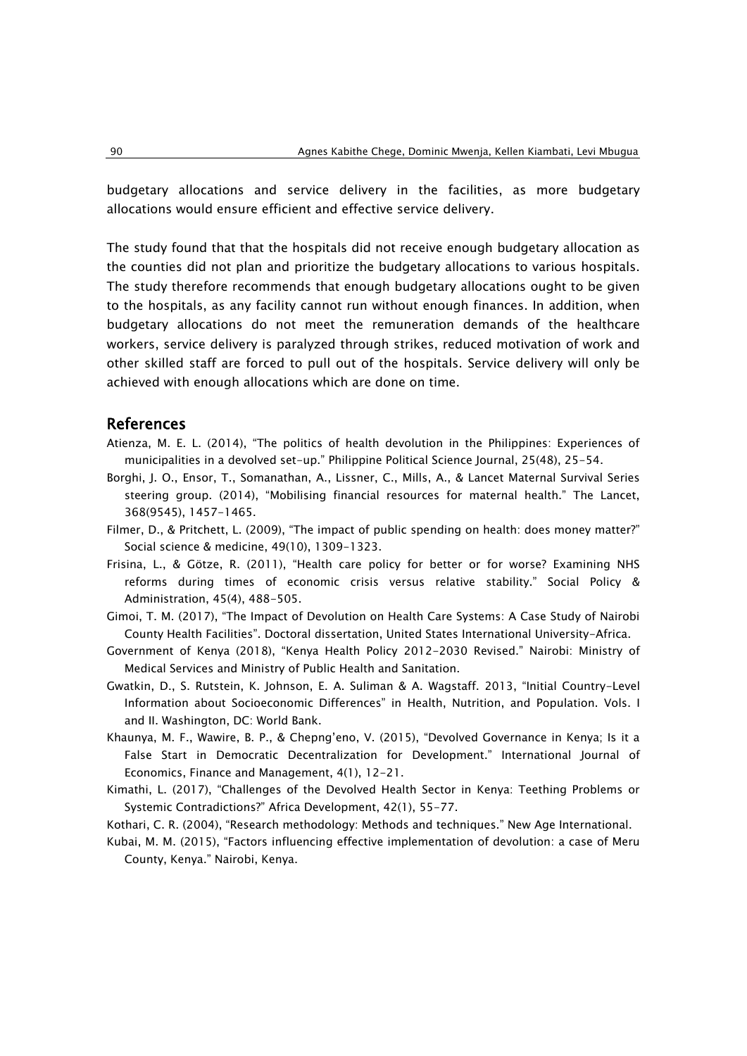budgetary allocations and service delivery in the facilities, as more budgetary allocations would ensure efficient and effective service delivery.

The study found that that the hospitals did not receive enough budgetary allocation as the counties did not plan and prioritize the budgetary allocations to various hospitals. The study therefore recommends that enough budgetary allocations ought to be given to the hospitals, as any facility cannot run without enough finances. In addition, when budgetary allocations do not meet the remuneration demands of the healthcare workers, service delivery is paralyzed through strikes, reduced motivation of work and other skilled staff are forced to pull out of the hospitals. Service delivery will only be achieved with enough allocations which are done on time.

## References

Atienza, M. E. L. (2014), "The politics of health devolution in the Philippines: Experiences of municipalities in a devolved set-up." Philippine Political Science Journal, 25(48), 25-54.

Borghi, J. O., Ensor, T., Somanathan, A., Lissner, C., Mills, A., & Lancet Maternal Survival Series steering group. (2014), "Mobilising financial resources for maternal health." The Lancet, 368(9545), 1457-1465.

Filmer, D., & Pritchett, L. (2009), "The impact of public spending on health: does money matter?" Social science & medicine, 49(10), 1309-1323.

Frisina, L., & Götze, R. (2011), "Health care policy for better or for worse? Examining NHS reforms during times of economic crisis versus relative stability." Social Policy & Administration, 45(4), 488-505.

Gimoi, T. M. (2017), "The Impact of Devolution on Health Care Systems: A Case Study of Nairobi County Health Facilities". Doctoral dissertation, United States International University-Africa.

Government of Kenya (2018), "Kenya Health Policy 2012-2030 Revised." Nairobi: Ministry of Medical Services and Ministry of Public Health and Sanitation.

Gwatkin, D., S. Rutstein, K. Johnson, E. A. Suliman & A. Wagstaff. 2013, "Initial Country-Level Information about Socioeconomic Differences" in Health, Nutrition, and Population. Vols. I and II. Washington, DC: World Bank.

Khaunya, M. F., Wawire, B. P., & Chepng'eno, V. (2015), "Devolved Governance in Kenya; Is it a False Start in Democratic Decentralization for Development." International Journal of Economics, Finance and Management, 4(1), 12-21.

Kimathi, L. (2017), "Challenges of the Devolved Health Sector in Kenya: Teething Problems or Systemic Contradictions?" Africa Development, 42(1), 55-77.

Kothari, C. R. (2004), "Research methodology: Methods and techniques." New Age International.

Kubai, M. M. (2015), "Factors influencing effective implementation of devolution: a case of Meru County, Kenya." Nairobi, Kenya.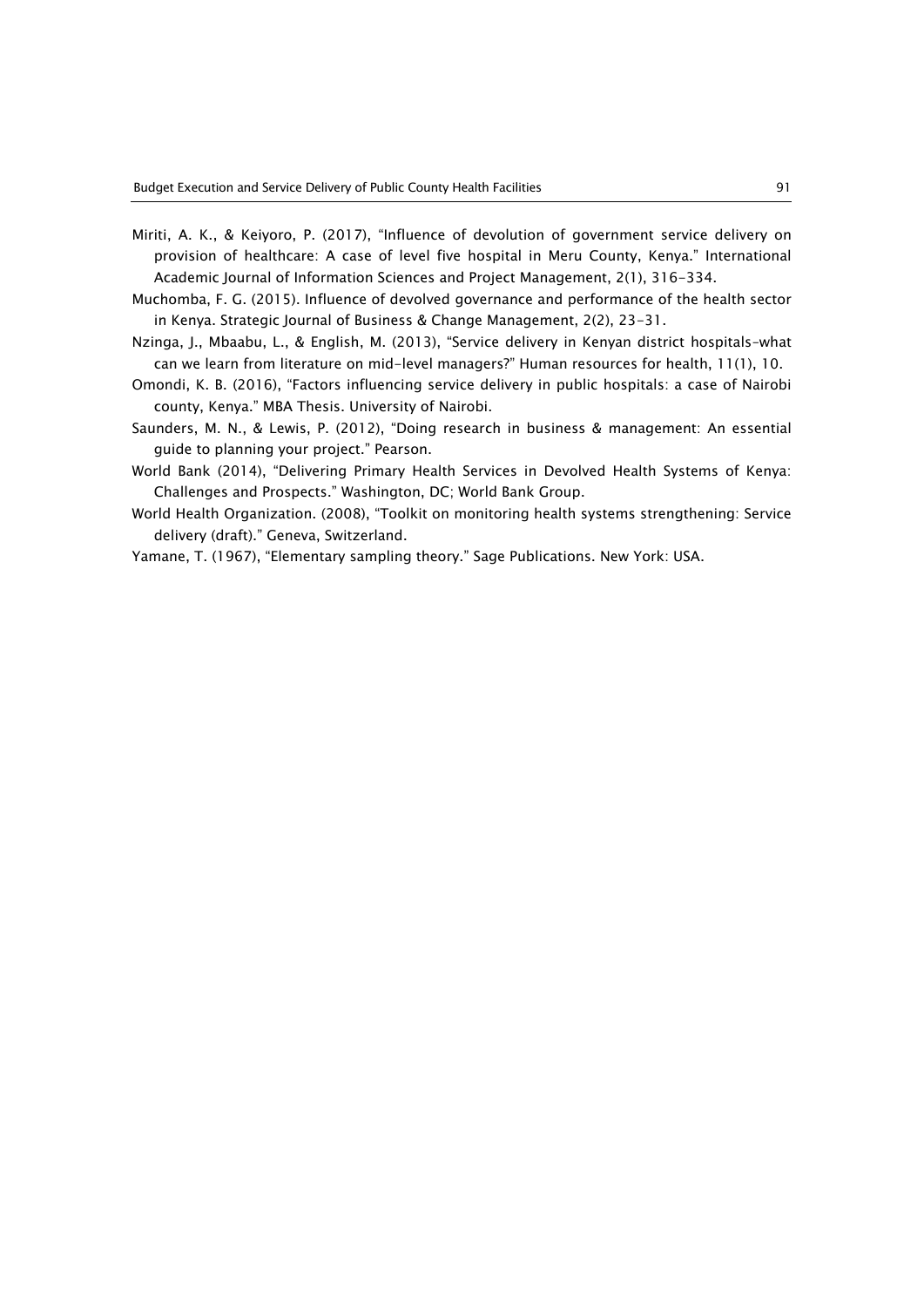Miriti, A. K., & Keiyoro, P. (2017), "Influence of devolution of government service delivery on provision of healthcare: A case of level five hospital in Meru County, Kenya." International Academic Journal of Information Sciences and Project Management, 2(1), 316-334.

Muchomba, F. G. (2015). Influence of devolved governance and performance of the health sector in Kenya. Strategic Journal of Business & Change Management, 2(2), 23-31.

Nzinga, J., Mbaabu, L., & English, M. (2013), "Service delivery in Kenyan district hospitals–what can we learn from literature on mid-level managers?" Human resources for health, 11(1), 10.

Omondi, K. B. (2016), "Factors influencing service delivery in public hospitals: a case of Nairobi county, Kenya." MBA Thesis. University of Nairobi.

Saunders, M. N., & Lewis, P. (2012), "Doing research in business & management: An essential guide to planning your project." Pearson.

World Bank (2014), "Delivering Primary Health Services in Devolved Health Systems of Kenya: Challenges and Prospects." Washington, DC; World Bank Group.

World Health Organization. (2008), "Toolkit on monitoring health systems strengthening: Service delivery (draft)." Geneva, Switzerland.

Yamane, T. (1967), "Elementary sampling theory." Sage Publications. New York: USA.